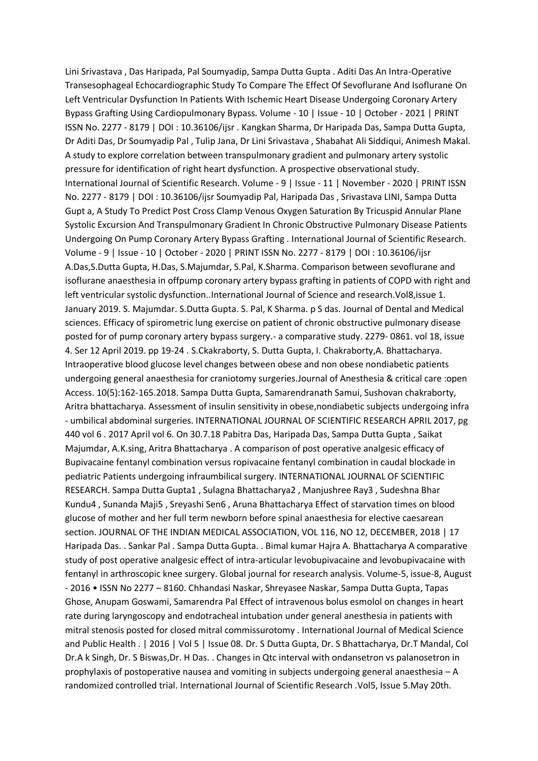Lini Srivastava , Das Haripada, Pal Soumyadip, Sampa Dutta Gupta . Aditi Das An Intra-Operative Transesophageal Echocardiographic Study To Compare The Effect Of Sevoflurane And Isoflurane On Left Ventricular Dysfunction In Patients With Ischemic Heart Disease Undergoing Coronary Artery Bypass Grafting Using Cardiopulmonary Bypass. Volume - 10 | Issue - 10 | October - 2021 | PRINT ISSN No. 2277 - 8179 | DOI : 10.36106/ijsr . Kangkan Sharma, Dr Haripada Das, Sampa Dutta Gupta, Dr Aditi Das, Dr Soumyadip Pal , Tulip Jana, Dr Lini Srivastava , Shabahat Ali Siddiqui, Animesh Makal. A study to explore correlation between transpulmonary gradient and pulmonary artery systolic pressure for identification of right heart dysfunction. A prospective observational study. International Journal of Scientific Research. Volume - 9 | Issue - 11 | November - 2020 | PRINT ISSN No. 2277 - 8179 | DOI : 10.36106/ijsr Soumyadip Pal, Haripada Das , Srivastava LINI, Sampa Dutta Gupt a, A Study To Predict Post Cross Clamp Venous Oxygen Saturation By Tricuspid Annular Plane Systolic Excursion And Transpulmonary Gradient In Chronic Obstructive Pulmonary Disease Patients Undergoing On Pump Coronary Artery Bypass Grafting . International Journal of Scientific Research. Volume - 9 | Issue - 10 | October - 2020 | PRINT ISSN No. 2277 - 8179 | DOI : 10.36106/ijsr A.Das,S.Dutta Gupta, H.Das, S.Majumdar, S.Pal, K.Sharma. Comparison between sevoflurane and isoflurane anaesthesia in offpump coronary artery bypass grafting in patients of COPD with right and left ventricular systolic dysfunction..International Journal of Science and research.Vol8,issue 1. January 2019. S. Majumdar. S.Dutta Gupta. S. Pal, K Sharma. p S das. Journal of Dental and Medical sciences. Efficacy of spirometric lung exercise on patient of chronic obstructive pulmonary disease posted for of pump coronary artery bypass surgery.- a comparative study. 2279- 0861. vol 18, issue 4. Ser 12 April 2019. pp 19-24 . S.Ckakraborty, S. Dutta Gupta, I. Chakraborty,A. Bhattacharya. Intraoperative blood glucose level changes between obese and non obese nondiabetic patients undergoing general anaesthesia for craniotomy surgeries.Journal of Anesthesia & critical care :open Access. 10(5):162-165.2018. Sampa Dutta Gupta, Samarendranath Samui, Sushovan chakraborty, Aritra bhattacharya. Assessment of insulin sensitivity in obese,nondiabetic subjects undergoing infra - umbilical abdominal surgeries. INTERNATIONAL JOURNAL OF SCIENTIFIC RESEARCH APRIL 2017, pg 440 vol 6 . 2017 April vol 6. On 30.7.18 Pabitra Das, Haripada Das, Sampa Dutta Gupta , Saikat Majumdar, A.K.sing, Aritra Bhattacharya . A comparison of post operative analgesic efficacy of Bupivacaine fentanyl combination versus ropivacaine fentanyl combination in caudal blockade in pediatric Patients undergoing infraumbilical surgery. INTERNATIONAL JOURNAL OF SCIENTIFIC RESEARCH. Sampa Dutta Gupta1 , Sulagna Bhattacharya2 , Manjushree Ray3 , Sudeshna Bhar Kundu4 , Sunanda Maji5 , Sreyashi Sen6 , Aruna Bhattacharya Effect of starvation times on blood glucose of mother and her full term newborn before spinal anaesthesia for elective caesarean section. JOURNAL OF THE INDIAN MEDICAL ASSOCIATION, VOL 116, NO 12, DECEMBER, 2018 | 17 Haripada Das. . Sankar Pal . Sampa Dutta Gupta. . Bimal kumar Hajra A. Bhattacharya A comparative study of post operative analgesic effect of intra-articular levobupivacaine and levobupivacaine with fentanyl in arthroscopic knee surgery. Global journal for research analysis. Volume-5, issue-8, August - 2016 • ISSN No 2277 – 8160. Chhandasi Naskar, Shreyasee Naskar, Sampa Dutta Gupta, Tapas Ghose, Anupam Goswami, Samarendra Pal Effect of intravenous bolus esmolol on changes in heart rate during laryngoscopy and endotracheal intubation under general anesthesia in patients with mitral stenosis posted for closed mitral commissurotomy . International Journal of Medical Science and Public Health . | 2016 | Vol 5 | Issue 08. Dr. S Dutta Gupta, Dr. S Bhattacharya, Dr.T Mandal, Col Dr.A k Singh, Dr. S Biswas,Dr. H Das. . Changes in Qtc interval with ondansetron vs palanosetron in prophylaxis of postoperative nausea and vomiting in subjects undergoing general anaesthesia – A randomized controlled trial. International Journal of Scientific Research .Vol5, Issue 5.May 20th.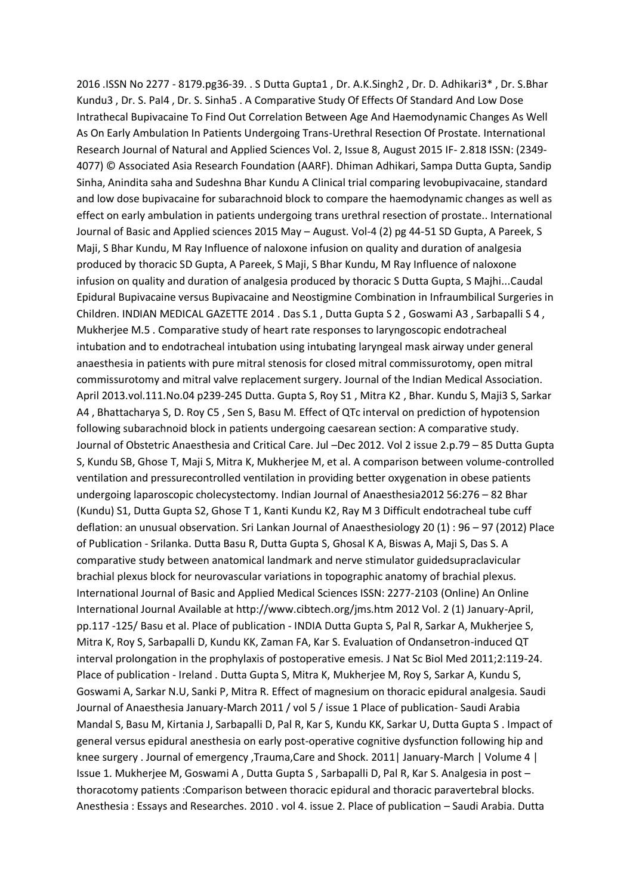2016 .ISSN No 2277 - 8179.pg36-39. . S Dutta Gupta1 , Dr. A.K.Singh2 , Dr. D. Adhikari3* , Dr. S.Bhar Kundu3 , Dr. S. Pal4 , Dr. S. Sinha5 . A Comparative Study Of Effects Of Standard And Low Dose Intrathecal Bupivacaine To Find Out Correlation Between Age And Haemodynamic Changes As Well As On Early Ambulation In Patients Undergoing Trans-Urethral Resection Of Prostate. International Research Journal of Natural and Applied Sciences Vol. 2, Issue 8, August 2015 IF- 2.818 ISSN: (2349-4077) © Associated Asia Research Foundation (AARF). Dhiman Adhikari, Sampa Dutta Gupta, Sandip Sinha, Anindita saha and Sudeshna Bhar Kundu A Clinical trial comparing levobupivacaine, standard and low dose bupivacaine for subarachnoid block to compare the haemodynamic changes as well as effect on early ambulation in patients undergoing trans urethral resection of prostate.. International Journal of Basic and Applied sciences 2015 May – August. Vol-4 (2) pg 44-51 SD Gupta, A Pareek, S Maji, S Bhar Kundu, M Ray Influence of naloxone infusion on quality and duration of analgesia produced by thoracic SD Gupta, A Pareek, S Maji, S Bhar Kundu, M Ray Influence of naloxone infusion on quality and duration of analgesia produced by thoracic S Dutta Gupta, S Majhi...Caudal Epidural Bupivacaine versus Bupivacaine and Neostigmine Combination in Infraumbilical Surgeries in Children. INDIAN MEDICAL GAZETTE 2014 . Das S.1 , Dutta Gupta S 2 , Goswami A3 , Sarbapalli S 4 , Mukherjee M.5 . Comparative study of heart rate responses to laryngoscopic endotracheal intubation and to endotracheal intubation using intubating laryngeal mask airway under general anaesthesia in patients with pure mitral stenosis for closed mitral commissurotomy, open mitral commissurotomy and mitral valve replacement surgery. Journal of the Indian Medical Association. April 2013.vol.111.No.04 p239-245 Dutta. Gupta S, Roy S1 , Mitra K2 , Bhar. Kundu S, Maji3 S, Sarkar A4 , Bhattacharya S, D. Roy C5 , Sen S, Basu M. Effect of QTc interval on prediction of hypotension following subarachnoid block in patients undergoing caesarean section: A comparative study. Journal of Obstetric Anaesthesia and Critical Care. Jul –Dec 2012. Vol 2 issue 2.p.79 – 85 Dutta Gupta S, Kundu SB, Ghose T, Maji S, Mitra K, Mukherjee M, et al. A comparison between volume-controlled ventilation and pressurecontrolled ventilation in providing better oxygenation in obese patients undergoing laparoscopic cholecystectomy. Indian Journal of Anaesthesia2012 56:276 – 82 Bhar (Kundu) S1, Dutta Gupta S2, Ghose T 1, Kanti Kundu K2, Ray M 3 Difficult endotracheal tube cuff deflation: an unusual observation. Sri Lankan Journal of Anaesthesiology 20 (1) : 96 – 97 (2012) Place of Publication - Srilanka. Dutta Basu R, Dutta Gupta S, Ghosal K A, Biswas A, Maji S, Das S. A comparative study between anatomical landmark and nerve stimulator guidedsupraclavicular brachial plexus block for neurovascular variations in topographic anatomy of brachial plexus. International Journal of Basic and Applied Medical Sciences ISSN: 2277-2103 (Online) An Online International Journal Available at http://www.cibtech.org/jms.htm 2012 Vol. 2 (1) January-April, pp.117 -125/ Basu et al. Place of publication - INDIA Dutta Gupta S, Pal R, Sarkar A, Mukherjee S, Mitra K, Roy S, Sarbapalli D, Kundu KK, Zaman FA, Kar S. Evaluation of Ondansetron-induced QT interval prolongation in the prophylaxis of postoperative emesis. J Nat Sc Biol Med 2011;2:119-24. Place of publication - Ireland . Dutta Gupta S, Mitra K, Mukherjee M, Roy S, Sarkar A, Kundu S, Goswami A, Sarkar N.U, Sanki P, Mitra R. Effect of magnesium on thoracic epidural analgesia. Saudi Journal of Anaesthesia January-March 2011 / vol 5 / issue 1 Place of publication- Saudi Arabia Mandal S, Basu M, Kirtania J, Sarbapalli D, Pal R, Kar S, Kundu KK, Sarkar U, Dutta Gupta S . Impact of general versus epidural anesthesia on early post-operative cognitive dysfunction following hip and knee surgery . Journal of emergency ,Trauma,Care and Shock. 2011| January-March | Volume 4 | Issue 1. Mukherjee M, Goswami A , Dutta Gupta S , Sarbapalli D, Pal R, Kar S. Analgesia in post – thoracotomy patients :Comparison between thoracic epidural and thoracic paravertebral blocks. Anesthesia : Essays and Researches. 2010 . vol 4. issue 2. Place of publication – Saudi Arabia. Dutta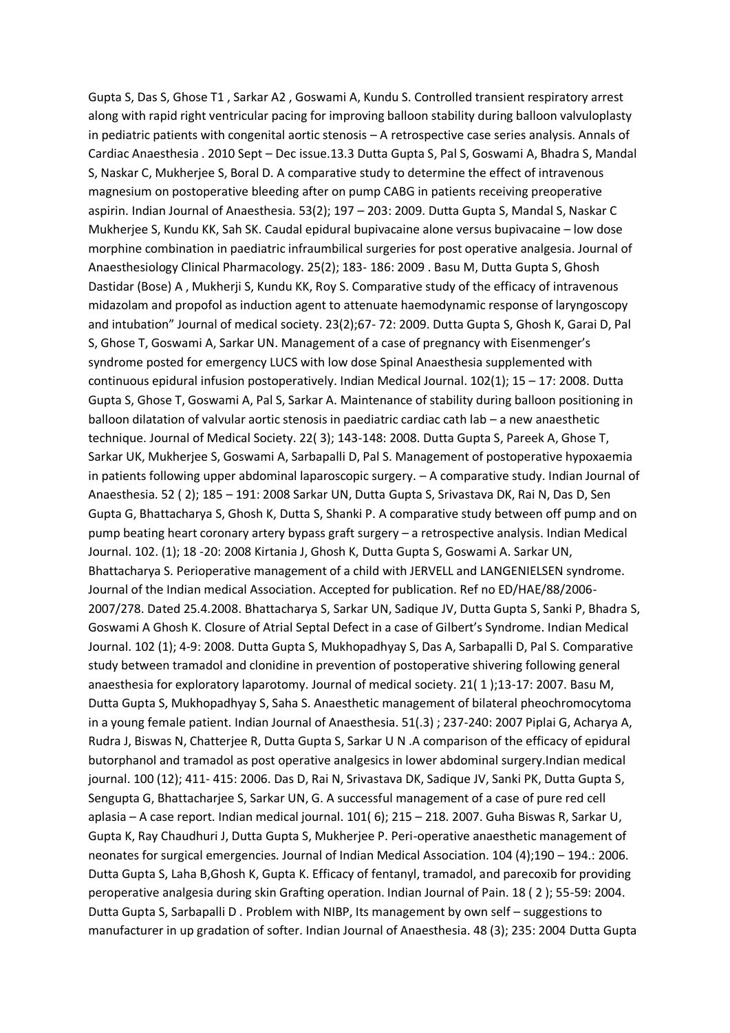Gupta S, Das S, Ghose T1 , Sarkar A2 , Goswami A, Kundu S. Controlled transient respiratory arrest along with rapid right ventricular pacing for improving balloon stability during balloon valvuloplasty in pediatric patients with congenital aortic stenosis – A retrospective case series analysis. Annals of Cardiac Anaesthesia . 2010 Sept – Dec issue.13.3 Dutta Gupta S, Pal S, Goswami A, Bhadra S, Mandal S, Naskar C, Mukherjee S, Boral D. A comparative study to determine the effect of intravenous magnesium on postoperative bleeding after on pump CABG in patients receiving preoperative aspirin. Indian Journal of Anaesthesia. 53(2); 197 – 203: 2009. Dutta Gupta S, Mandal S, Naskar C Mukherjee S, Kundu KK, Sah SK. Caudal epidural bupivacaine alone versus bupivacaine – low dose morphine combination in paediatric infraumbilical surgeries for post operative analgesia. Journal of Anaesthesiology Clinical Pharmacology. 25(2); 183- 186: 2009 . Basu M, Dutta Gupta S, Ghosh Dastidar (Bose) A , Mukherji S, Kundu KK, Roy S. Comparative study of the efficacy of intravenous midazolam and propofol as induction agent to attenuate haemodynamic response of laryngoscopy and intubation" Journal of medical society. 23(2);67- 72: 2009. Dutta Gupta S, Ghosh K, Garai D, Pal S, Ghose T, Goswami A, Sarkar UN. Management of a case of pregnancy with Eisenmenger's syndrome posted for emergency LUCS with low dose Spinal Anaesthesia supplemented with continuous epidural infusion postoperatively. Indian Medical Journal. 102(1); 15 – 17: 2008. Dutta Gupta S, Ghose T, Goswami A, Pal S, Sarkar A. Maintenance of stability during balloon positioning in balloon dilatation of valvular aortic stenosis in paediatric cardiac cath lab – a new anaesthetic technique. Journal of Medical Society. 22( 3); 143-148: 2008. Dutta Gupta S, Pareek A, Ghose T, Sarkar UK, Mukherjee S, Goswami A, Sarbapalli D, Pal S. Management of postoperative hypoxaemia in patients following upper abdominal laparoscopic surgery. – A comparative study. Indian Journal of Anaesthesia. 52 ( 2); 185 – 191: 2008 Sarkar UN, Dutta Gupta S, Srivastava DK, Rai N, Das D, Sen Gupta G, Bhattacharya S, Ghosh K, Dutta S, Shanki P. A comparative study between off pump and on pump beating heart coronary artery bypass graft surgery – a retrospective analysis. Indian Medical Journal. 102. (1); 18 -20: 2008 Kirtania J, Ghosh K, Dutta Gupta S, Goswami A. Sarkar UN, Bhattacharya S. Perioperative management of a child with JERVELL and LANGENIELSEN syndrome. Journal of the Indian medical Association. Accepted for publication. Ref no ED/HAE/88/2006-2007/278. Dated 25.4.2008. Bhattacharya S, Sarkar UN, Sadique JV, Dutta Gupta S, Sanki P, Bhadra S, Goswami A Ghosh K. Closure of Atrial Septal Defect in a case of Gilbert's Syndrome. Indian Medical Journal. 102 (1); 4-9: 2008. Dutta Gupta S, Mukhopadhyay S, Das A, Sarbapalli D, Pal S. Comparative study between tramadol and clonidine in prevention of postoperative shivering following general anaesthesia for exploratory laparotomy. Journal of medical society. 21( 1 );13-17: 2007. Basu M, Dutta Gupta S, Mukhopadhyay S, Saha S. Anaesthetic management of bilateral pheochromocytoma in a young female patient. Indian Journal of Anaesthesia. 51(.3) ; 237-240: 2007 Piplai G, Acharya A, Rudra J, Biswas N, Chatterjee R, Dutta Gupta S, Sarkar U N .A comparison of the efficacy of epidural butorphanol and tramadol as post operative analgesics in lower abdominal surgery.Indian medical journal. 100 (12); 411- 415: 2006. Das D, Rai N, Srivastava DK, Sadique JV, Sanki PK, Dutta Gupta S, Sengupta G, Bhattacharjee S, Sarkar UN, G. A successful management of a case of pure red cell aplasia – A case report. Indian medical journal. 101( 6); 215 – 218. 2007. Guha Biswas R, Sarkar U, Gupta K, Ray Chaudhuri J, Dutta Gupta S, Mukherjee P. Peri-operative anaesthetic management of neonates for surgical emergencies. Journal of Indian Medical Association. 104 (4);190 – 194.: 2006. Dutta Gupta S, Laha B,Ghosh K, Gupta K. Efficacy of fentanyl, tramadol, and parecoxib for providing peroperative analgesia during skin Grafting operation. Indian Journal of Pain. 18 ( 2 ); 55-59: 2004. Dutta Gupta S, Sarbapalli D . Problem with NIBP, Its management by own self – suggestions to manufacturer in up gradation of softer. Indian Journal of Anaesthesia. 48 (3); 235: 2004 Dutta Gupta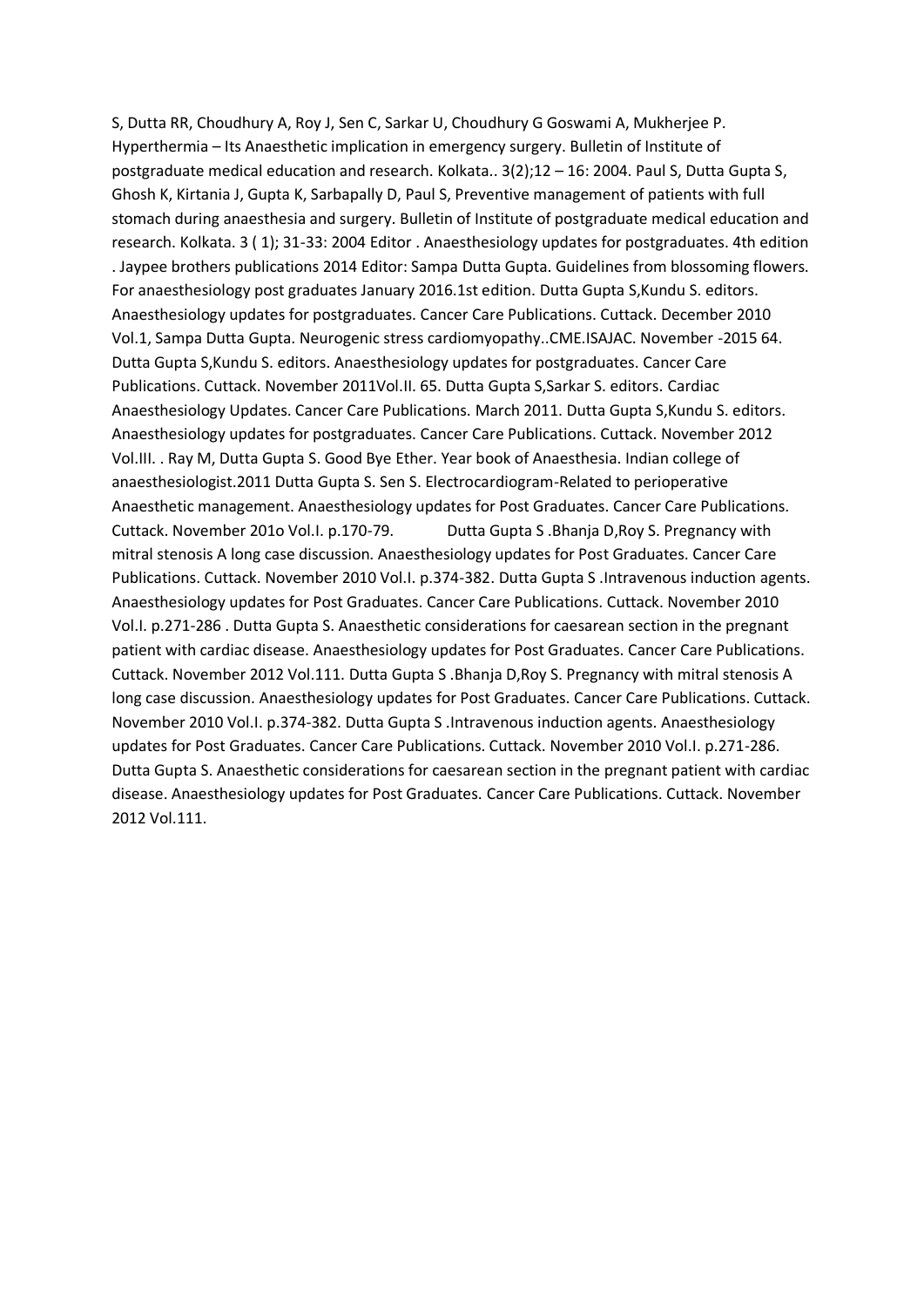S, Dutta RR, Choudhury A, Roy J, Sen C, Sarkar U, Choudhury G Goswami A, Mukherjee P. Hyperthermia – Its Anaesthetic implication in emergency surgery. Bulletin of Institute of postgraduate medical education and research. Kolkata.. 3(2);12 – 16: 2004. Paul S, Dutta Gupta S, Ghosh K, Kirtania J, Gupta K, Sarbapally D, Paul S, Preventive management of patients with full stomach during anaesthesia and surgery. Bulletin of Institute of postgraduate medical education and research. Kolkata. 3 ( 1); 31-33: 2004 Editor . Anaesthesiology updates for postgraduates. 4th edition . Jaypee brothers publications 2014 Editor: Sampa Dutta Gupta. Guidelines from blossoming flowers. For anaesthesiology post graduates January 2016.1st edition. Dutta Gupta S,Kundu S. editors. Anaesthesiology updates for postgraduates. Cancer Care Publications. Cuttack. December 2010 Vol.1, Sampa Dutta Gupta. Neurogenic stress cardiomyopathy..CME.ISAJAC. November -2015 64. Dutta Gupta S,Kundu S. editors. Anaesthesiology updates for postgraduates. Cancer Care Publications. Cuttack. November 2011Vol.II. 65. Dutta Gupta S,Sarkar S. editors. Cardiac Anaesthesiology Updates. Cancer Care Publications. March 2011. Dutta Gupta S,Kundu S. editors. Anaesthesiology updates for postgraduates. Cancer Care Publications. Cuttack. November 2012 Vol.III. . Ray M, Dutta Gupta S. Good Bye Ether. Year book of Anaesthesia. Indian college of anaesthesiologist.2011 Dutta Gupta S. Sen S. Electrocardiogram-Related to perioperative Anaesthetic management. Anaesthesiology updates for Post Graduates. Cancer Care Publications. Cuttack. November 201o Vol.I. p.170-79. Dutta Gupta S .Bhanja D,Roy S. Pregnancy with mitral stenosis A long case discussion. Anaesthesiology updates for Post Graduates. Cancer Care Publications. Cuttack. November 2010 Vol.I. p.374-382. Dutta Gupta S .Intravenous induction agents. Anaesthesiology updates for Post Graduates. Cancer Care Publications. Cuttack. November 2010 Vol.I. p.271-286 . Dutta Gupta S. Anaesthetic considerations for caesarean section in the pregnant patient with cardiac disease. Anaesthesiology updates for Post Graduates. Cancer Care Publications. Cuttack. November 2012 Vol.111. Dutta Gupta S .Bhanja D,Roy S. Pregnancy with mitral stenosis A long case discussion. Anaesthesiology updates for Post Graduates. Cancer Care Publications. Cuttack. November 2010 Vol.I. p.374-382. Dutta Gupta S .Intravenous induction agents. Anaesthesiology updates for Post Graduates. Cancer Care Publications. Cuttack. November 2010 Vol.I. p.271-286. Dutta Gupta S. Anaesthetic considerations for caesarean section in the pregnant patient with cardiac disease. Anaesthesiology updates for Post Graduates. Cancer Care Publications. Cuttack. November 2012 Vol.111.